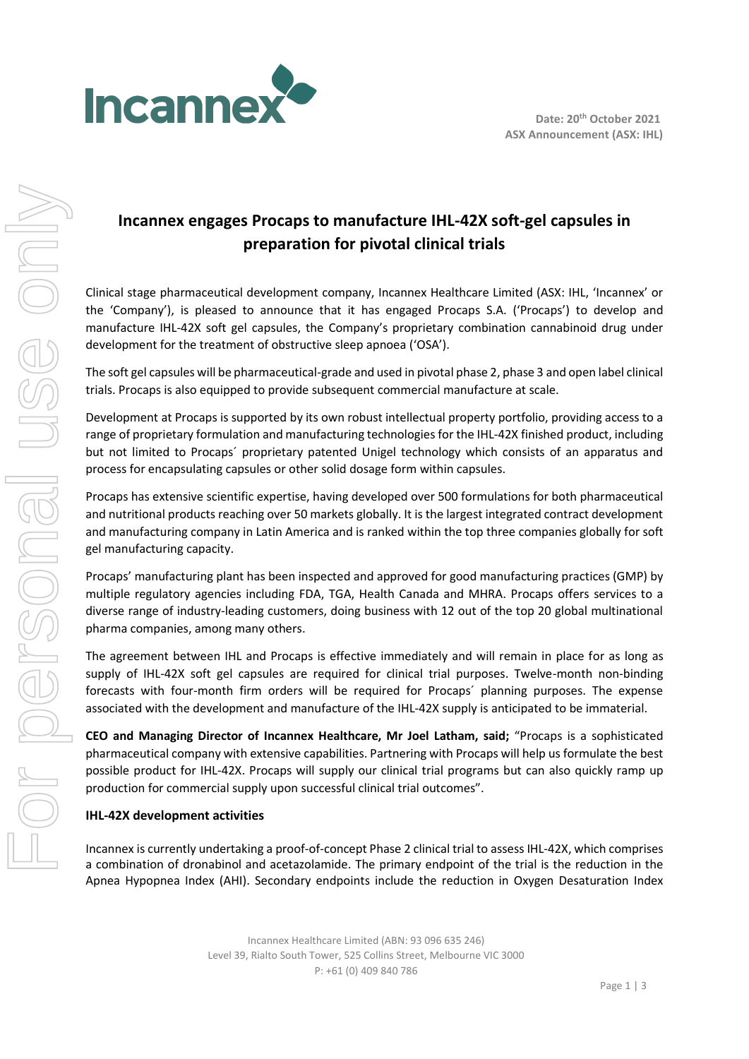Date: 20th October 2021
ASX Announcement (ASX: IHL)

# Incannex engages Procaps to manufacture IHL-42X soft-gel capsules in preparation for pivotal clinical trials

Clinical stage pharmaceutical development company, Incannex Healthcare Limited (ASX: IHL, 'Incannex' or the 'Company'), is pleased to announce that it has engaged Procaps S.A. ('Procaps') to develop and manufacture IHL-42X soft gel capsules, the Company's proprietary combination cannabinoid drug under development for the treatment of obstructive sleep apnoea ('OSA').

The soft gel capsules will be pharmaceutical-grade and used in pivotal phase 2, phase 3 and open label clinical trials. Procaps is also equipped to provide subsequent commercial manufacture at scale.

Development at Procaps is supported by its own robust intellectual property portfolio, providing access to a range of proprietary formulation and manufacturing technologies for the IHL-42X finished product, including but not limited to Procaps´ proprietary patented Unigel technology which consists of an apparatus and process for encapsulating capsules or other solid dosage form within capsules.

Procaps has extensive scientific expertise, having developed over 500 formulations for both pharmaceutical and nutritional products reaching over 50 markets globally. It is the largest integrated contract development and manufacturing company in Latin America and is ranked within the top three companies globally for soft gel manufacturing capacity.

Procaps' manufacturing plant has been inspected and approved for good manufacturing practices (GMP) by multiple regulatory agencies including FDA, TGA, Health Canada and MHRA. Procaps offers services to a diverse range of industry-leading customers, doing business with 12 out of the top 20 global multinational pharma companies, among many others.

The agreement between IHL and Procaps is effective immediately and will remain in place for as long as supply of IHL-42X soft gel capsules are required for clinical trial purposes. Twelve-month non-binding forecasts with four-month firm orders will be required for Procaps´ planning purposes. The expense associated with the development and manufacture of the IHL-42X supply is anticipated to be immaterial.

**CEO and Managing Director of Incannex Healthcare, Mr Joel Latham, said;** "Procaps is a sophisticated pharmaceutical company with extensive capabilities. Partnering with Procaps will help us formulate the best possible product for IHL-42X. Procaps will supply our clinical trial programs but can also quickly ramp up production for commercial supply upon successful clinical trial outcomes".

### IHL-42X development activities

Incannex is currently undertaking a proof-of-concept Phase 2 clinical trial to assess IHL-42X, which comprises a combination of dronabinol and acetazolamide. The primary endpoint of the trial is the reduction in the Apnea Hypopnea Index (AHI). Secondary endpoints include the reduction in Oxygen Desaturation Index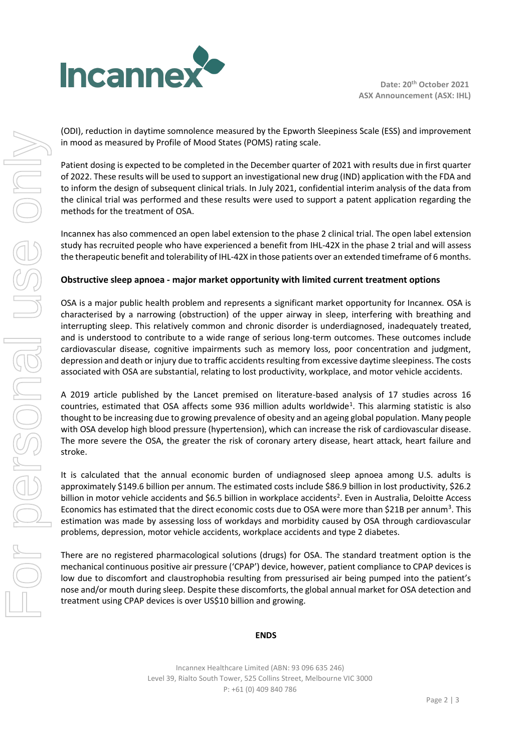(ODI), reduction in daytime somnolence measured by the Epworth Sleepiness Scale (ESS) and improvement in mood as measured by Profile of Mood States (POMS) rating scale.

Patient dosing is expected to be completed in the December quarter of 2021 with results due in first quarter of 2022. These results will be used to support an investigational new drug (IND) application with the FDA and to inform the design of subsequent clinical trials. In July 2021, confidential interim analysis of the data from the clinical trial was performed and these results were used to support a patent application regarding the methods for the treatment of OSA.

Incannex has also commenced an open label extension to the phase 2 clinical trial. The open label extension study has recruited people who have experienced a benefit from IHL-42X in the phase 2 trial and will assess the therapeutic benefit and tolerability of IHL-42X in those patients over an extended timeframe of 6 months.

**Obstructive sleep apnoea - major market opportunity with limited current treatment options**

OSA is a major public health problem and represents a significant market opportunity for Incannex. OSA is characterised by a narrowing (obstruction) of the upper airway in sleep, interfering with breathing and interrupting sleep. This relatively common and chronic disorder is underdiagnosed, inadequately treated, and is understood to contribute to a wide range of serious long-term outcomes. These outcomes include cardiovascular disease, cognitive impairments such as memory loss, poor concentration and judgment, depression and death or injury due to traffic accidents resulting from excessive daytime sleepiness. The costs associated with OSA are substantial, relating to lost productivity, workplace, and motor vehicle accidents.

A 2019 article published by the Lancet premised on literature-based analysis of 17 studies across 16 countries, estimated that OSA affects some 936 million adults worldwide[1]. This alarming statistic is also thought to be increasing due to growing prevalence of obesity and an ageing global population. Many people with OSA develop high blood pressure (hypertension), which can increase the risk of cardiovascular disease. The more severe the OSA, the greater the risk of coronary artery disease, heart attack, heart failure and stroke.

It is calculated that the annual economic burden of undiagnosed sleep apnoea among U.S. adults is approximately $149.6 billion per annum. The estimated costs include $86.9 billion in lost productivity, $26.2 billion in motor vehicle accidents and $6.5 billion in workplace accidents[2]. Even in Australia, Deloitte Access Economics has estimated that the direct economic costs due to OSA were more than $21B per annum[3]. This estimation was made by assessing loss of workdays and morbidity caused by OSA through cardiovascular problems, depression, motor vehicle accidents, workplace accidents and type 2 diabetes.

There are no registered pharmacological solutions (drugs) for OSA. The standard treatment option is the mechanical continuous positive air pressure ('CPAP') device, however, patient compliance to CPAP devices is low due to discomfort and claustrophobia resulting from pressurised air being pumped into the patient's nose and/or mouth during sleep. Despite these discomforts, the global annual market for OSA detection and treatment using CPAP devices is over US$10 billion and growing.

**ENDS**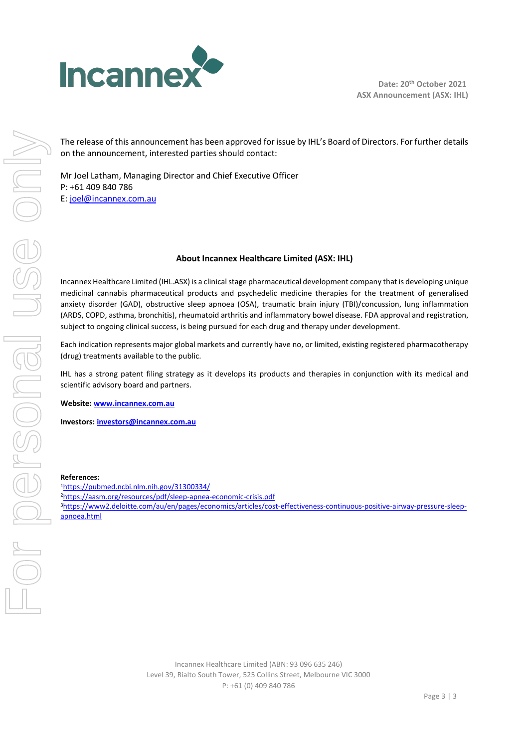Date: 20th October 2021
ASX Announcement (ASX: IHL)

The release of this announcement has been approved for issue by IHL's Board of Directors. For further details on the announcement, interested parties should contact:

Mr Joel Latham, Managing Director and Chief Executive Officer
P: +61 409 840 786
E: joel@incannex.com.au

## About Incannex Healthcare Limited (ASX: IHL)

Incannex Healthcare Limited (IHL.ASX) is a clinical stage pharmaceutical development company that is developing unique medicinal cannabis pharmaceutical products and psychedelic medicine therapies for the treatment of generalised anxiety disorder (GAD), obstructive sleep apnoea (OSA), traumatic brain injury (TBI)/concussion, lung inflammation (ARDS, COPD, asthma, bronchitis), rheumatoid arthritis and inflammatory bowel disease. FDA approval and registration, subject to ongoing clinical success, is being pursued for each drug and therapy under development.

Each indication represents major global markets and currently have no, or limited, existing registered pharmacotherapy (drug) treatments available to the public.

IHL has a strong patent filing strategy as it develops its products and therapies in conjunction with its medical and scientific advisory board and partners.

**Website: www.incannex.com.au**

**Investors: investors@incannex.com.au**

**References:**
[1] https://pubmed.ncbi.nlm.nih.gov/31300334/
[2] https://aasm.org/resources/pdf/sleep-apnea-economic-crisis.pdf
[3] https://www2.deloitte.com/au/en/pages/economics/articles/cost-effectiveness-continuous-positive-airway-pressure-sleep-apnoea.html

Incannex Healthcare Limited (ABN: 93 096 635 246)
Level 39, Rialto South Tower, 525 Collins Street, Melbourne VIC 3000
P: +61 (0) 409 840 786